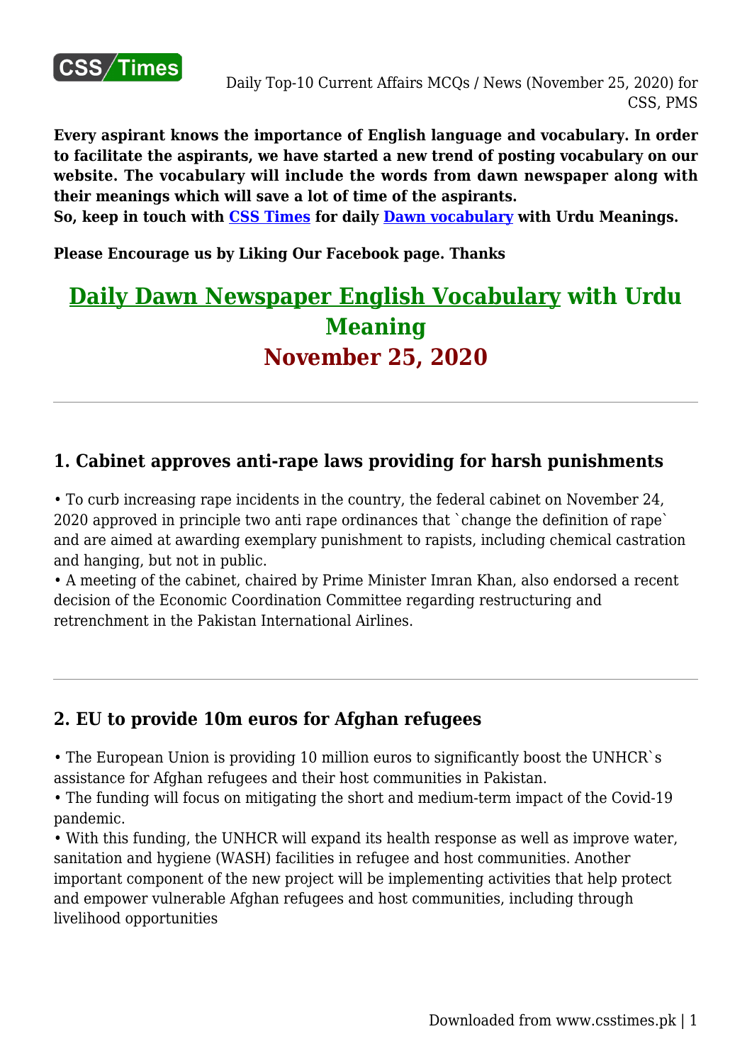**Every aspirant knows the importance of English language and vocabulary. In order to facilitate the aspirants, we have started a new trend of posting vocabulary on our website. The vocabulary will include the words from dawn newspaper along with their meanings which will save a lot of time of the aspirants.**
**So, keep in touch with CSS Times for daily Dawn vocabulary with Urdu Meanings.**

**Please Encourage us by Liking Our Facebook page. Thanks**

# Daily Dawn Newspaper English Vocabulary with Urdu Meaning
# November 25, 2020

---

### 1. Cabinet approves anti-rape laws providing for harsh punishments

• To curb increasing rape incidents in the country, the federal cabinet on November 24, 2020 approved in principle two anti rape ordinances that `change the definition of rape` and are aimed at awarding exemplary punishment to rapists, including chemical castration and hanging, but not in public.
• A meeting of the cabinet, chaired by Prime Minister Imran Khan, also endorsed a recent decision of the Economic Coordination Committee regarding restructuring and retrenchment in the Pakistan International Airlines.

---

### 2. EU to provide 10m euros for Afghan refugees

• The European Union is providing 10 million euros to significantly boost the UNHCR`s assistance for Afghan refugees and their host communities in Pakistan.
• The funding will focus on mitigating the short and medium-term impact of the Covid-19 pandemic.
• With this funding, the UNHCR will expand its health response as well as improve water, sanitation and hygiene (WASH) facilities in refugee and host communities. Another important component of the new project will be implementing activities that help protect and empower vulnerable Afghan refugees and host communities, including through livelihood opportunities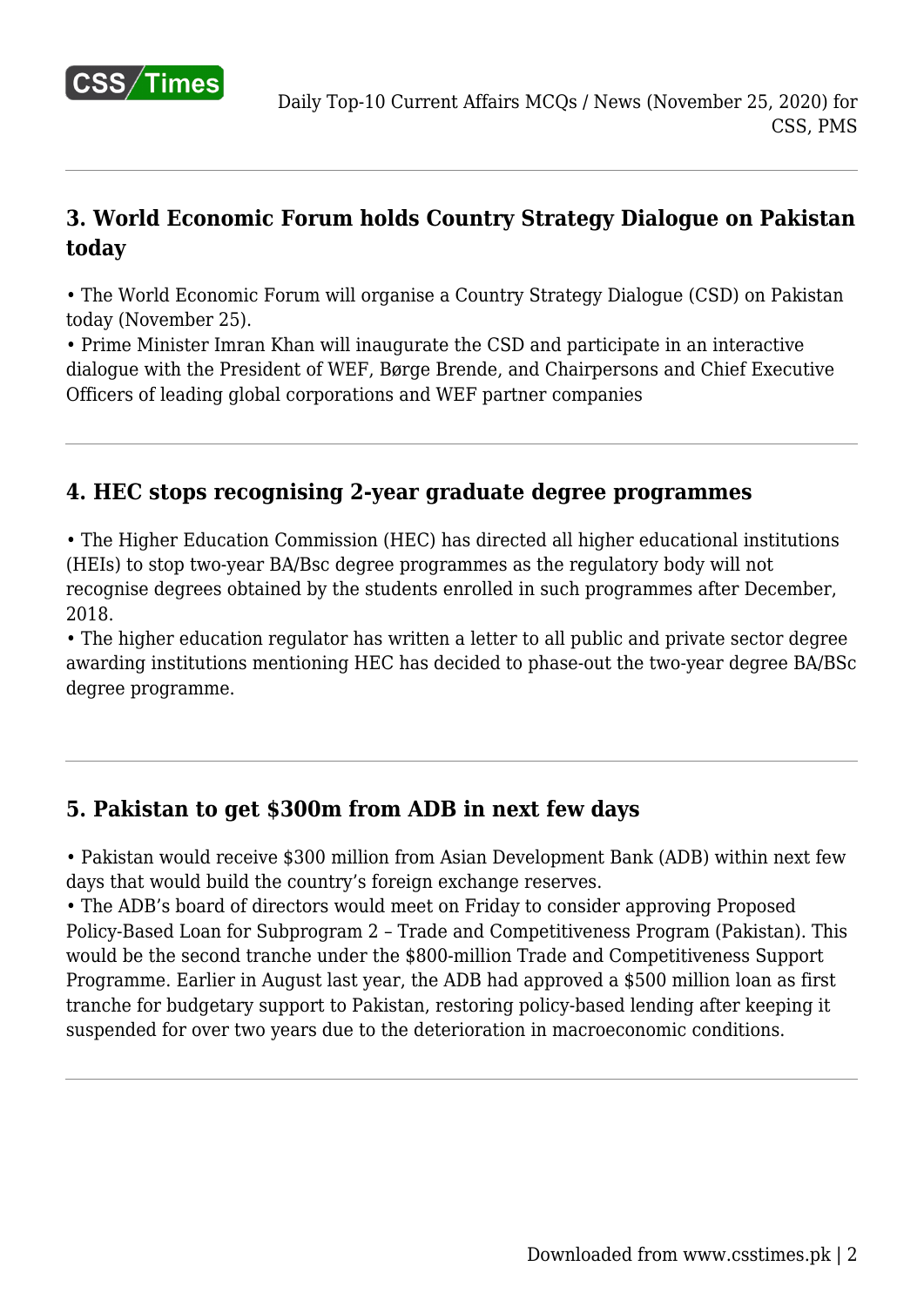## 3. World Economic Forum holds Country Strategy Dialogue on Pakistan today

• The World Economic Forum will organise a Country Strategy Dialogue (CSD) on Pakistan today (November 25).
• Prime Minister Imran Khan will inaugurate the CSD and participate in an interactive dialogue with the President of WEF, Børge Brende, and Chairpersons and Chief Executive Officers of leading global corporations and WEF partner companies

## 4. HEC stops recognising 2-year graduate degree programmes

• The Higher Education Commission (HEC) has directed all higher educational institutions (HEIs) to stop two-year BA/Bsc degree programmes as the regulatory body will not recognise degrees obtained by the students enrolled in such programmes after December, 2018.
• The higher education regulator has written a letter to all public and private sector degree awarding institutions mentioning HEC has decided to phase-out the two-year degree BA/BSc degree programme.

## 5. Pakistan to get $300m from ADB in next few days

• Pakistan would receive $300 million from Asian Development Bank (ADB) within next few days that would build the country's foreign exchange reserves.
• The ADB's board of directors would meet on Friday to consider approving Proposed Policy-Based Loan for Subprogram 2 – Trade and Competitiveness Program (Pakistan). This would be the second tranche under the $800-million Trade and Competitiveness Support Programme. Earlier in August last year, the ADB had approved a $500 million loan as first tranche for budgetary support to Pakistan, restoring policy-based lending after keeping it suspended for over two years due to the deterioration in macroeconomic conditions.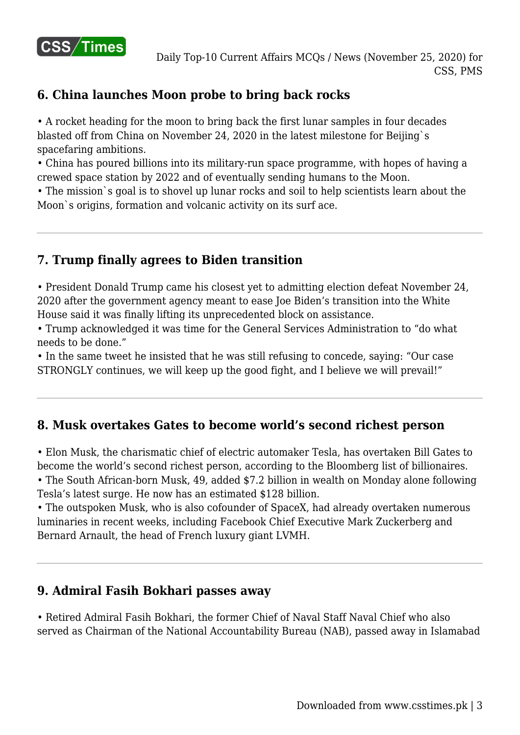## 6. China launches Moon probe to bring back rocks

• A rocket heading for the moon to bring back the first lunar samples in four decades blasted off from China on November 24, 2020 in the latest milestone for Beijing`s spacefaring ambitions.
• China has poured billions into its military-run space programme, with hopes of having a crewed space station by 2022 and of eventually sending humans to the Moon.
• The mission`s goal is to shovel up lunar rocks and soil to help scientists learn about the Moon`s origins, formation and volcanic activity on its surf ace.

---

## 7. Trump finally agrees to Biden transition

• President Donald Trump came his closest yet to admitting election defeat November 24, 2020 after the government agency meant to ease Joe Biden's transition into the White House said it was finally lifting its unprecedented block on assistance.
• Trump acknowledged it was time for the General Services Administration to "do what needs to be done."
• In the same tweet he insisted that he was still refusing to concede, saying: "Our case STRONGLY continues, we will keep up the good fight, and I believe we will prevail!"

---

## 8. Musk overtakes Gates to become world's second richest person

• Elon Musk, the charismatic chief of electric automaker Tesla, has overtaken Bill Gates to become the world's second richest person, according to the Bloomberg list of billionaires.
• The South African-born Musk, 49, added $7.2 billion in wealth on Monday alone following Tesla's latest surge. He now has an estimated $128 billion.
• The outspoken Musk, who is also cofounder of SpaceX, had already overtaken numerous luminaries in recent weeks, including Facebook Chief Executive Mark Zuckerberg and Bernard Arnault, the head of French luxury giant LVMH.

---

## 9. Admiral Fasih Bokhari passes away

• Retired Admiral Fasih Bokhari, the former Chief of Naval Staff Naval Chief who also served as Chairman of the National Accountability Bureau (NAB), passed away in Islamabad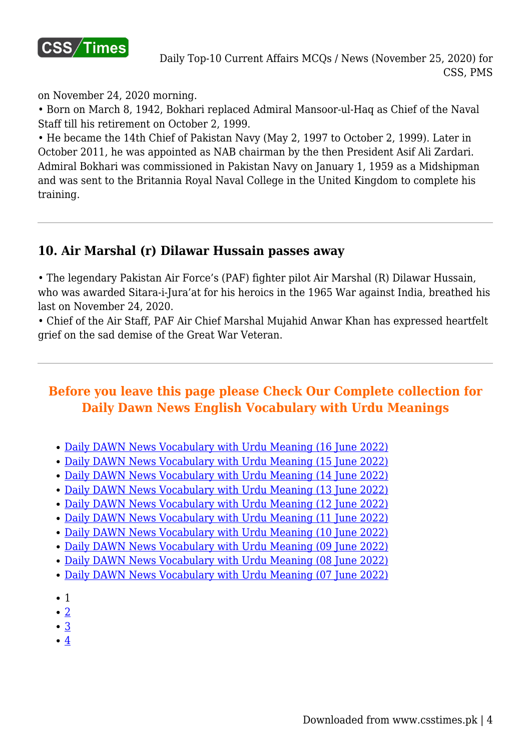on November 24, 2020 morning.

• Born on March 8, 1942, Bokhari replaced Admiral Mansoor-ul-Haq as Chief of the Naval Staff till his retirement on October 2, 1999.

• He became the 14th Chief of Pakistan Navy (May 2, 1997 to October 2, 1999). Later in October 2011, he was appointed as NAB chairman by the then President Asif Ali Zardari. Admiral Bokhari was commissioned in Pakistan Navy on January 1, 1959 as a Midshipman and was sent to the Britannia Royal Naval College in the United Kingdom to complete his training.

---

### 10. Air Marshal (r) Dilawar Hussain passes away

• The legendary Pakistan Air Force's (PAF) fighter pilot Air Marshal (R) Dilawar Hussain, who was awarded Sitara-i-Jura'at for his heroics in the 1965 War against India, breathed his last on November 24, 2020.

• Chief of the Air Staff, PAF Air Chief Marshal Mujahid Anwar Khan has expressed heartfelt grief on the sad demise of the Great War Veteran.

---

**Before you leave this page please Check Our Complete collection for Daily Dawn News English Vocabulary with Urdu Meanings**

- Daily DAWN News Vocabulary with Urdu Meaning (16 June 2022)
- Daily DAWN News Vocabulary with Urdu Meaning (15 June 2022)
- Daily DAWN News Vocabulary with Urdu Meaning (14 June 2022)
- Daily DAWN News Vocabulary with Urdu Meaning (13 June 2022)
- Daily DAWN News Vocabulary with Urdu Meaning (12 June 2022)
- Daily DAWN News Vocabulary with Urdu Meaning (11 June 2022)
- Daily DAWN News Vocabulary with Urdu Meaning (10 June 2022)
- Daily DAWN News Vocabulary with Urdu Meaning (09 June 2022)
- Daily DAWN News Vocabulary with Urdu Meaning (08 June 2022)
- Daily DAWN News Vocabulary with Urdu Meaning (07 June 2022)

- 1
- 2
- 3
- 4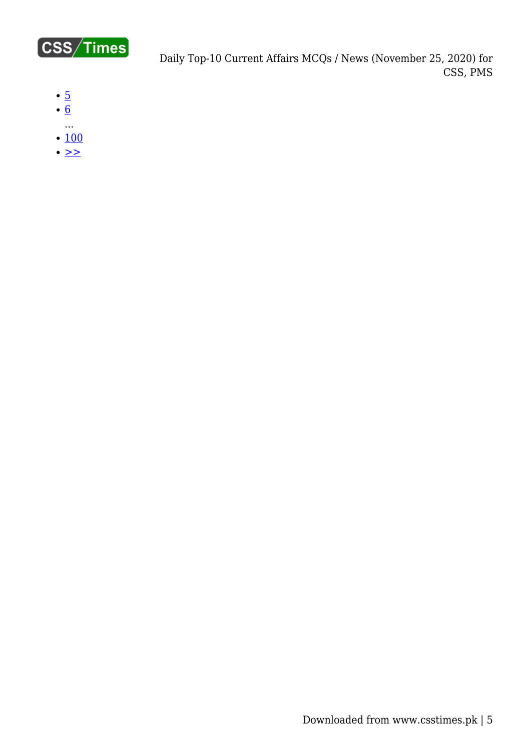- 5
- 6

...
- 100
- >>